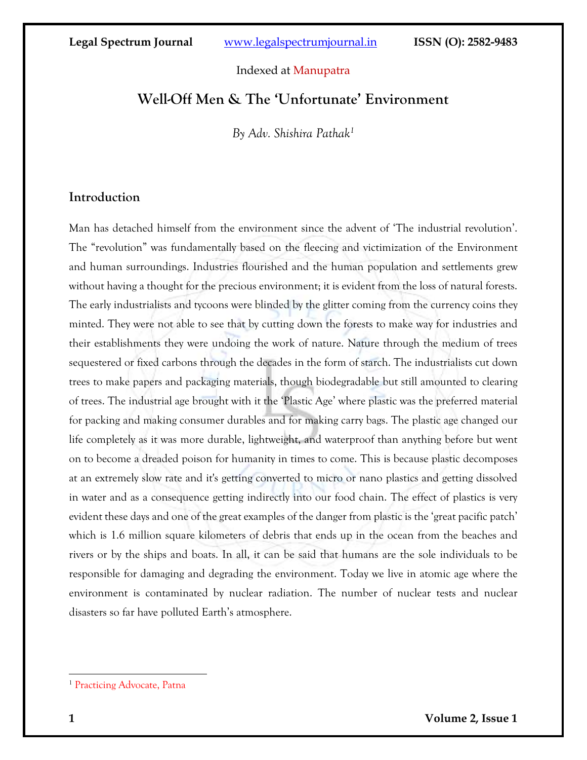Indexed at Manupatra

# Well-Off Men & The 'Unfortunate' Environment

*By Adv. Shishira Pathak*[1]

## Introduction

Man has detached himself from the environment since the advent of 'The industrial revolution'. The "revolution" was fundamentally based on the fleecing and victimization of the Environment and human surroundings. Industries flourished and the human population and settlements grew without having a thought for the precious environment; it is evident from the loss of natural forests. The early industrialists and tycoons were blinded by the glitter coming from the currency coins they minted. They were not able to see that by cutting down the forests to make way for industries and their establishments they were undoing the work of nature. Nature through the medium of trees sequestered or fixed carbons through the decades in the form of starch. The industrialists cut down trees to make papers and packaging materials, though biodegradable but still amounted to clearing of trees. The industrial age brought with it the 'Plastic Age' where plastic was the preferred material for packing and making consumer durables and for making carry bags. The plastic age changed our life completely as it was more durable, lightweight, and waterproof than anything before but went on to become a dreaded poison for humanity in times to come. This is because plastic decomposes at an extremely slow rate and it's getting converted to micro or nano plastics and getting dissolved in water and as a consequence getting indirectly into our food chain. The effect of plastics is very evident these days and one of the great examples of the danger from plastic is the 'great pacific patch' which is 1.6 million square kilometers of debris that ends up in the ocean from the beaches and rivers or by the ships and boats. In all, it can be said that humans are the sole individuals to be responsible for damaging and degrading the environment. Today we live in atomic age where the environment is contaminated by nuclear radiation. The number of nuclear tests and nuclear disasters so far have polluted Earth's atmosphere.

[1] Practicing Advocate, Patna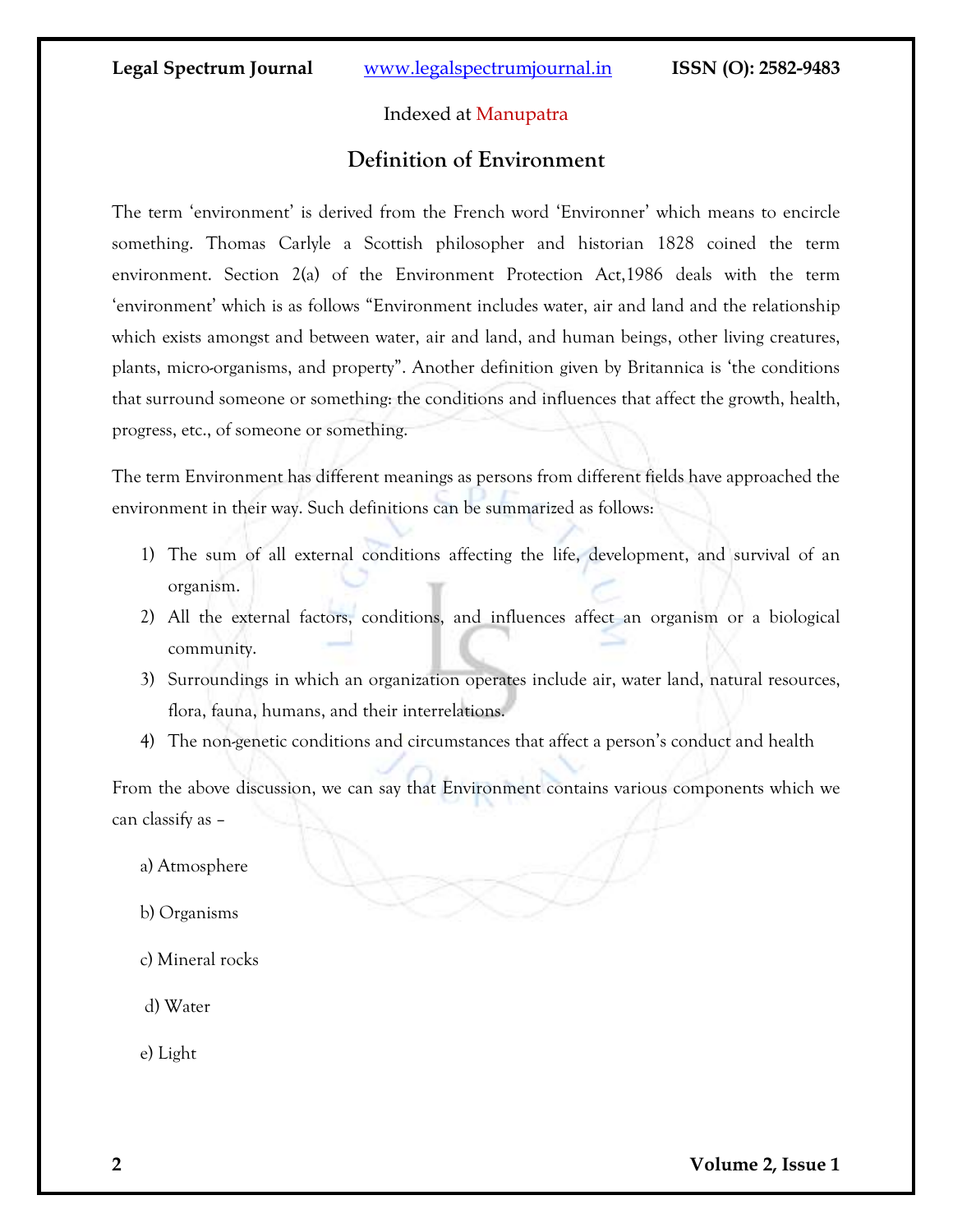## Definition of Environment

The term 'environment' is derived from the French word 'Environner' which means to encircle something. Thomas Carlyle a Scottish philosopher and historian 1828 coined the term environment. Section 2(a) of the Environment Protection Act,1986 deals with the term 'environment' which is as follows "Environment includes water, air and land and the relationship which exists amongst and between water, air and land, and human beings, other living creatures, plants, micro-organisms, and property". Another definition given by Britannica is 'the conditions that surround someone or something: the conditions and influences that affect the growth, health, progress, etc., of someone or something.

The term Environment has different meanings as persons from different fields have approached the environment in their way. Such definitions can be summarized as follows:

1) The sum of all external conditions affecting the life, development, and survival of an organism.
2) All the external factors, conditions, and influences affect an organism or a biological community.
3) Surroundings in which an organization operates include air, water land, natural resources, flora, fauna, humans, and their interrelations.
4) The non-genetic conditions and circumstances that affect a person's conduct and health

From the above discussion, we can say that Environment contains various components which we can classify as –

a) Atmosphere

b) Organisms

c) Mineral rocks

d) Water

e) Light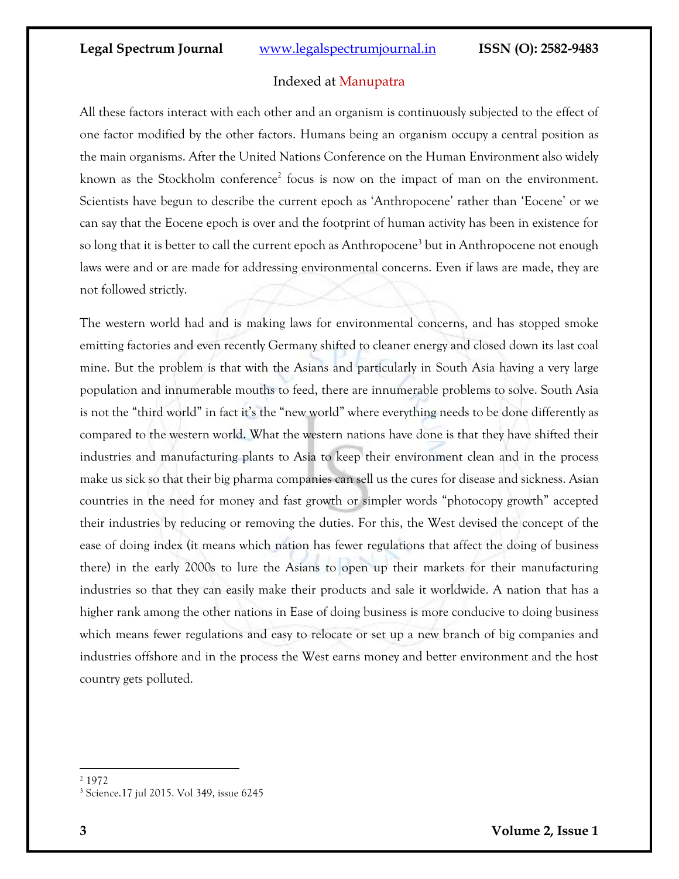All these factors interact with each other and an organism is continuously subjected to the effect of one factor modified by the other factors. Humans being an organism occupy a central position as the main organisms. After the United Nations Conference on the Human Environment also widely known as the Stockholm conference[2] focus is now on the impact of man on the environment. Scientists have begun to describe the current epoch as 'Anthropocene' rather than 'Eocene' or we can say that the Eocene epoch is over and the footprint of human activity has been in existence for so long that it is better to call the current epoch as Anthropocene[3] but in Anthropocene not enough laws were and or are made for addressing environmental concerns. Even if laws are made, they are not followed strictly.

The western world had and is making laws for environmental concerns, and has stopped smoke emitting factories and even recently Germany shifted to cleaner energy and closed down its last coal mine. But the problem is that with the Asians and particularly in South Asia having a very large population and innumerable mouths to feed, there are innumerable problems to solve. South Asia is not the "third world" in fact it's the "new world" where everything needs to be done differently as compared to the western world. What the western nations have done is that they have shifted their industries and manufacturing plants to Asia to keep their environment clean and in the process make us sick so that their big pharma companies can sell us the cures for disease and sickness. Asian countries in the need for money and fast growth or simpler words "photocopy growth" accepted their industries by reducing or removing the duties. For this, the West devised the concept of the ease of doing index (it means which nation has fewer regulations that affect the doing of business there) in the early 2000s to lure the Asians to open up their markets for their manufacturing industries so that they can easily make their products and sale it worldwide. A nation that has a higher rank among the other nations in Ease of doing business is more conducive to doing business which means fewer regulations and easy to relocate or set up a new branch of big companies and industries offshore and in the process the West earns money and better environment and the host country gets polluted.

---

[2] 1972

[3] Science.17 jul 2015. Vol 349, issue 6245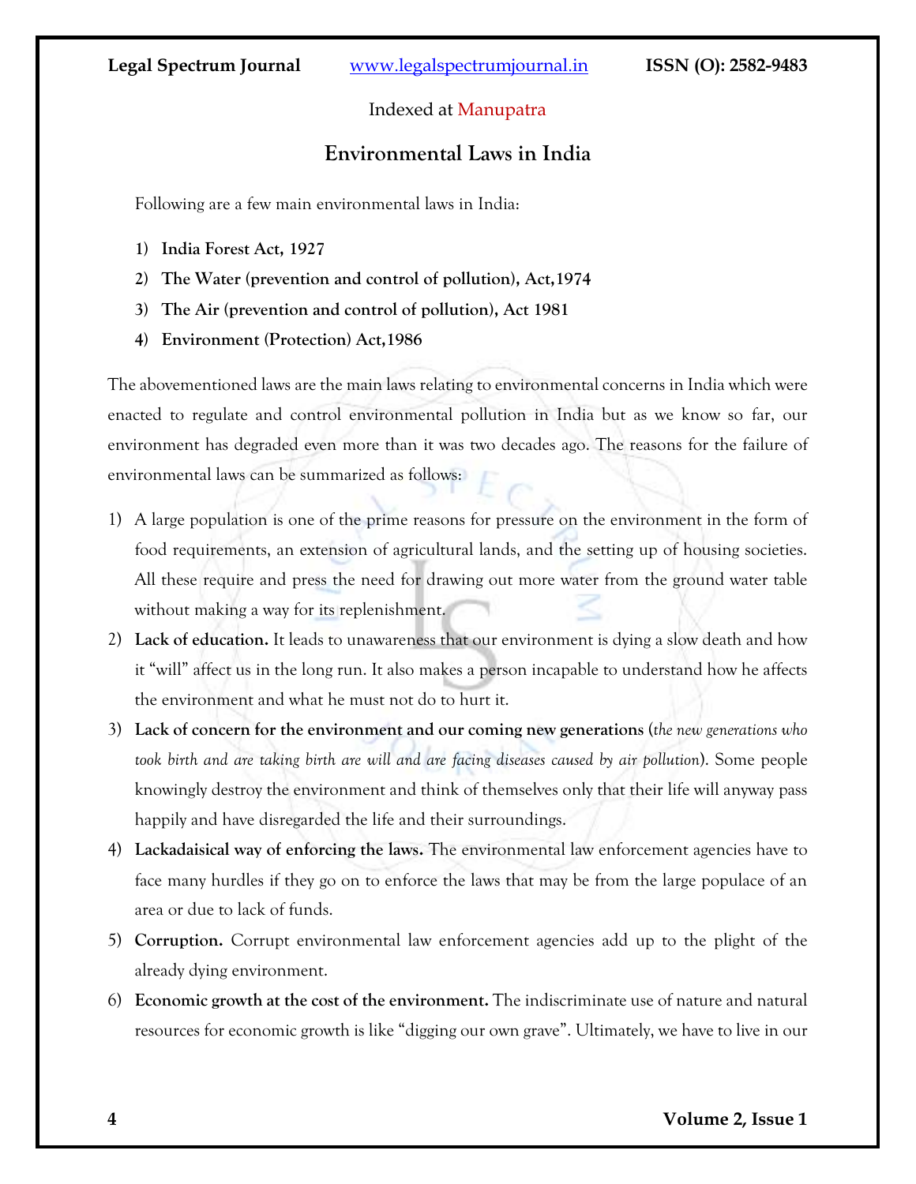## Environmental Laws in India

Following are a few main environmental laws in India:

1) **India Forest Act, 1927**
2) **The Water (prevention and control of pollution), Act,1974**
3) **The Air (prevention and control of pollution), Act 1981**
4) **Environment (Protection) Act,1986**

The abovementioned laws are the main laws relating to environmental concerns in India which were enacted to regulate and control environmental pollution in India but as we know so far, our environment has degraded even more than it was two decades ago. The reasons for the failure of environmental laws can be summarized as follows:

1) A large population is one of the prime reasons for pressure on the environment in the form of food requirements, an extension of agricultural lands, and the setting up of housing societies. All these require and press the need for drawing out more water from the ground water table without making a way for its replenishment.
2) **Lack of education.** It leads to unawareness that our environment is dying a slow death and how it "will" affect us in the long run. It also makes a person incapable to understand how he affects the environment and what he must not do to hurt it.
3) **Lack of concern for the environment and our coming new generations** (*the new generations who took birth and are taking birth are will and are facing diseases caused by air pollution*). Some people knowingly destroy the environment and think of themselves only that their life will anyway pass happily and have disregarded the life and their surroundings.
4) **Lackadaisical way of enforcing the laws.** The environmental law enforcement agencies have to face many hurdles if they go on to enforce the laws that may be from the large populace of an area or due to lack of funds.
5) **Corruption.** Corrupt environmental law enforcement agencies add up to the plight of the already dying environment.
6) **Economic growth at the cost of the environment.** The indiscriminate use of nature and natural resources for economic growth is like "digging our own grave". Ultimately, we have to live in our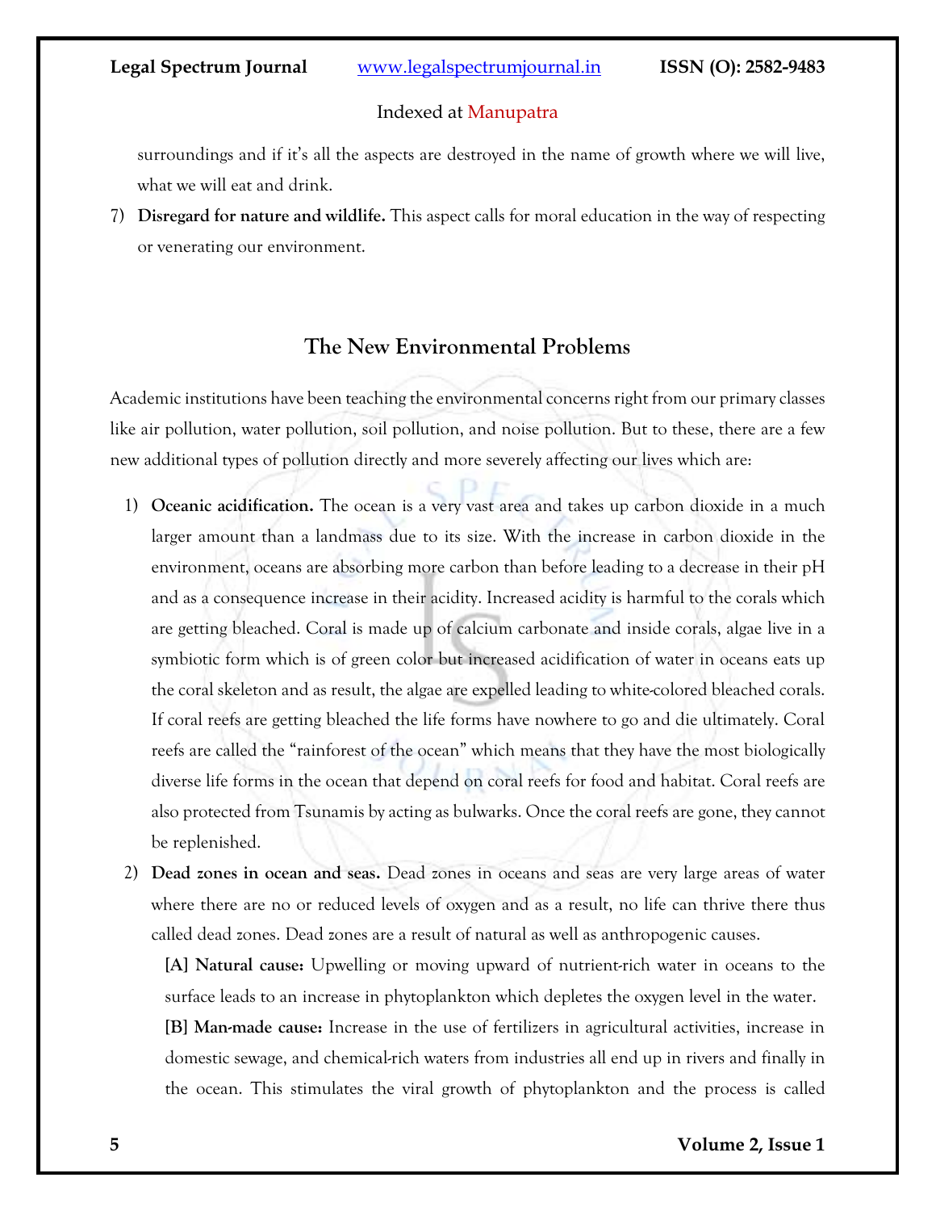surroundings and if it's all the aspects are destroyed in the name of growth where we will live, what we will eat and drink.

7) **Disregard for nature and wildlife.** This aspect calls for moral education in the way of respecting or venerating our environment.

## The New Environmental Problems

Academic institutions have been teaching the environmental concerns right from our primary classes like air pollution, water pollution, soil pollution, and noise pollution. But to these, there are a few new additional types of pollution directly and more severely affecting our lives which are:

1) **Oceanic acidification.** The ocean is a very vast area and takes up carbon dioxide in a much larger amount than a landmass due to its size. With the increase in carbon dioxide in the environment, oceans are absorbing more carbon than before leading to a decrease in their pH and as a consequence increase in their acidity. Increased acidity is harmful to the corals which are getting bleached. Coral is made up of calcium carbonate and inside corals, algae live in a symbiotic form which is of green color but increased acidification of water in oceans eats up the coral skeleton and as result, the algae are expelled leading to white-colored bleached corals. If coral reefs are getting bleached the life forms have nowhere to go and die ultimately. Coral reefs are called the "rainforest of the ocean" which means that they have the most biologically diverse life forms in the ocean that depend on coral reefs for food and habitat. Coral reefs are also protected from Tsunamis by acting as bulwarks. Once the coral reefs are gone, they cannot be replenished.

2) **Dead zones in ocean and seas.** Dead zones in oceans and seas are very large areas of water where there are no or reduced levels of oxygen and as a result, no life can thrive there thus called dead zones. Dead zones are a result of natural as well as anthropogenic causes.

   **[A] Natural cause:** Upwelling or moving upward of nutrient-rich water in oceans to the surface leads to an increase in phytoplankton which depletes the oxygen level in the water.

   **[B] Man-made cause:** Increase in the use of fertilizers in agricultural activities, increase in domestic sewage, and chemical-rich waters from industries all end up in rivers and finally in the ocean. This stimulates the viral growth of phytoplankton and the process is called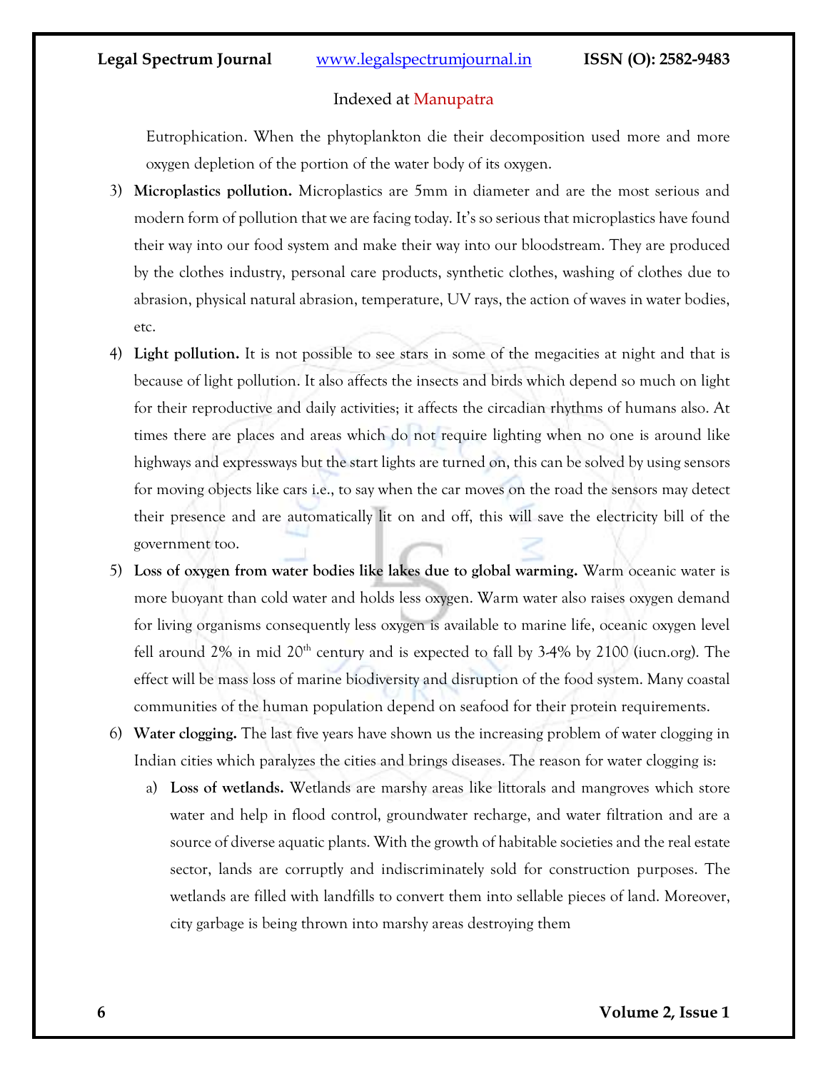Eutrophication. When the phytoplankton die their decomposition used more and more oxygen depletion of the portion of the water body of its oxygen.

3) **Microplastics pollution.** Microplastics are 5mm in diameter and are the most serious and modern form of pollution that we are facing today. It's so serious that microplastics have found their way into our food system and make their way into our bloodstream. They are produced by the clothes industry, personal care products, synthetic clothes, washing of clothes due to abrasion, physical natural abrasion, temperature, UV rays, the action of waves in water bodies, etc.

4) **Light pollution.** It is not possible to see stars in some of the megacities at night and that is because of light pollution. It also affects the insects and birds which depend so much on light for their reproductive and daily activities; it affects the circadian rhythms of humans also. At times there are places and areas which do not require lighting when no one is around like highways and expressways but the start lights are turned on, this can be solved by using sensors for moving objects like cars i.e., to say when the car moves on the road the sensors may detect their presence and are automatically lit on and off, this will save the electricity bill of the government too.

5) **Loss of oxygen from water bodies like lakes due to global warming.** Warm oceanic water is more buoyant than cold water and holds less oxygen. Warm water also raises oxygen demand for living organisms consequently less oxygen is available to marine life, oceanic oxygen level fell around 2% in mid 20th century and is expected to fall by 3-4% by 2100 (iucn.org). The effect will be mass loss of marine biodiversity and disruption of the food system. Many coastal communities of the human population depend on seafood for their protein requirements.

6) **Water clogging.** The last five years have shown us the increasing problem of water clogging in Indian cities which paralyzes the cities and brings diseases. The reason for water clogging is:

   a) **Loss of wetlands.** Wetlands are marshy areas like littorals and mangroves which store water and help in flood control, groundwater recharge, and water filtration and are a source of diverse aquatic plants. With the growth of habitable societies and the real estate sector, lands are corruptly and indiscriminately sold for construction purposes. The wetlands are filled with landfills to convert them into sellable pieces of land. Moreover, city garbage is being thrown into marshy areas destroying them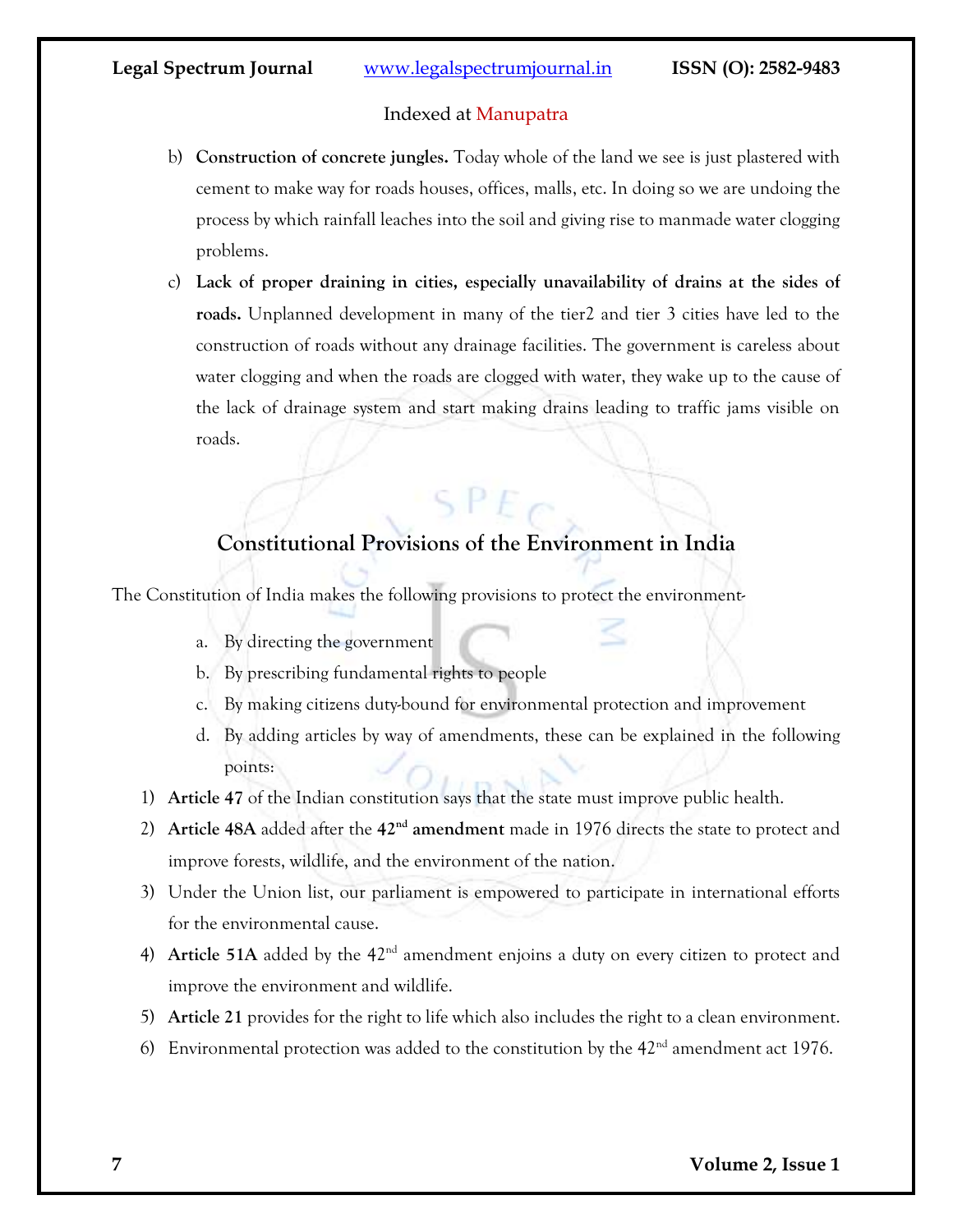b) **Construction of concrete jungles.** Today whole of the land we see is just plastered with cement to make way for roads houses, offices, malls, etc. In doing so we are undoing the process by which rainfall leaches into the soil and giving rise to manmade water clogging problems.

c) **Lack of proper draining in cities, especially unavailability of drains at the sides of roads.** Unplanned development in many of the tier2 and tier 3 cities have led to the construction of roads without any drainage facilities. The government is careless about water clogging and when the roads are clogged with water, they wake up to the cause of the lack of drainage system and start making drains leading to traffic jams visible on roads.

## Constitutional Provisions of the Environment in India

The Constitution of India makes the following provisions to protect the environment-

a. By directing the government
b. By prescribing fundamental rights to people
c. By making citizens duty-bound for environmental protection and improvement
d. By adding articles by way of amendments, these can be explained in the following points:

1) **Article 47** of the Indian constitution says that the state must improve public health.
2) **Article 48A** added after the **42nd amendment** made in 1976 directs the state to protect and improve forests, wildlife, and the environment of the nation.
3) Under the Union list, our parliament is empowered to participate in international efforts for the environmental cause.
4) **Article 51A** added by the 42nd amendment enjoins a duty on every citizen to protect and improve the environment and wildlife.
5) **Article 21** provides for the right to life which also includes the right to a clean environment.
6) Environmental protection was added to the constitution by the 42nd amendment act 1976.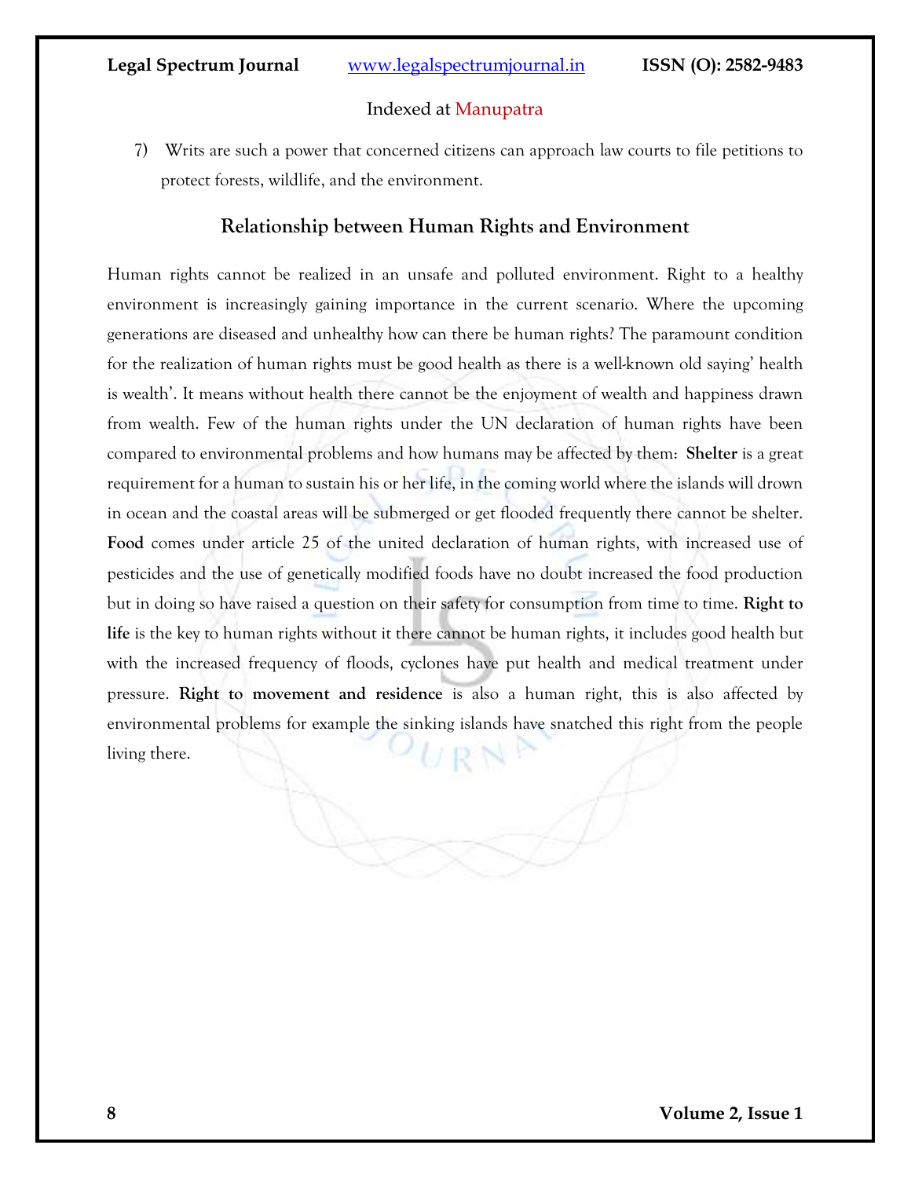7) Writs are such a power that concerned citizens can approach law courts to file petitions to protect forests, wildlife, and the environment.

## Relationship between Human Rights and Environment

Human rights cannot be realized in an unsafe and polluted environment. Right to a healthy environment is increasingly gaining importance in the current scenario. Where the upcoming generations are diseased and unhealthy how can there be human rights? The paramount condition for the realization of human rights must be good health as there is a well-known old saying' health is wealth'. It means without health there cannot be the enjoyment of wealth and happiness drawn from wealth. Few of the human rights under the UN declaration of human rights have been compared to environmental problems and how humans may be affected by them: **Shelter** is a great requirement for a human to sustain his or her life, in the coming world where the islands will drown in ocean and the coastal areas will be submerged or get flooded frequently there cannot be shelter. **Food** comes under article 25 of the united declaration of human rights, with increased use of pesticides and the use of genetically modified foods have no doubt increased the food production but in doing so have raised a question on their safety for consumption from time to time. **Right to life** is the key to human rights without it there cannot be human rights, it includes good health but with the increased frequency of floods, cyclones have put health and medical treatment under pressure. **Right to movement and residence** is also a human right, this is also affected by environmental problems for example the sinking islands have snatched this right from the people living there.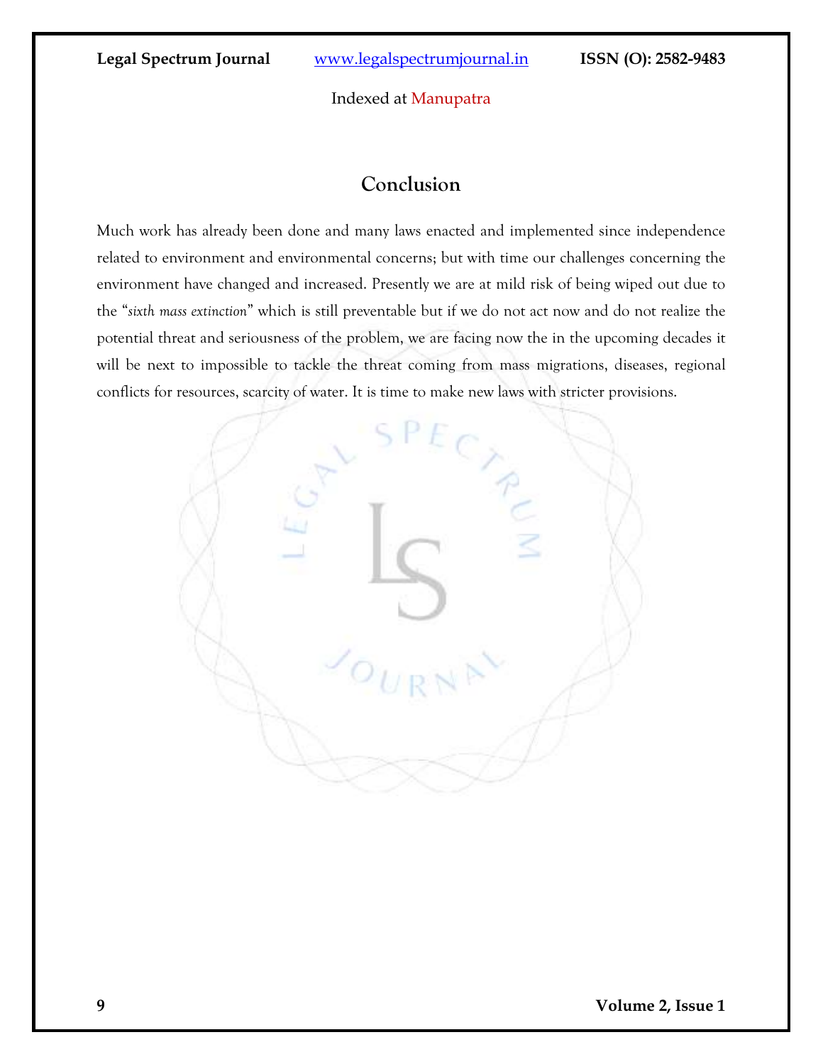## Conclusion

Much work has already been done and many laws enacted and implemented since independence related to environment and environmental concerns; but with time our challenges concerning the environment have changed and increased. Presently we are at mild risk of being wiped out due to the "*sixth mass extinction*" which is still preventable but if we do not act now and do not realize the potential threat and seriousness of the problem, we are facing now the in the upcoming decades it will be next to impossible to tackle the threat coming from mass migrations, diseases, regional conflicts for resources, scarcity of water. It is time to make new laws with stricter provisions.